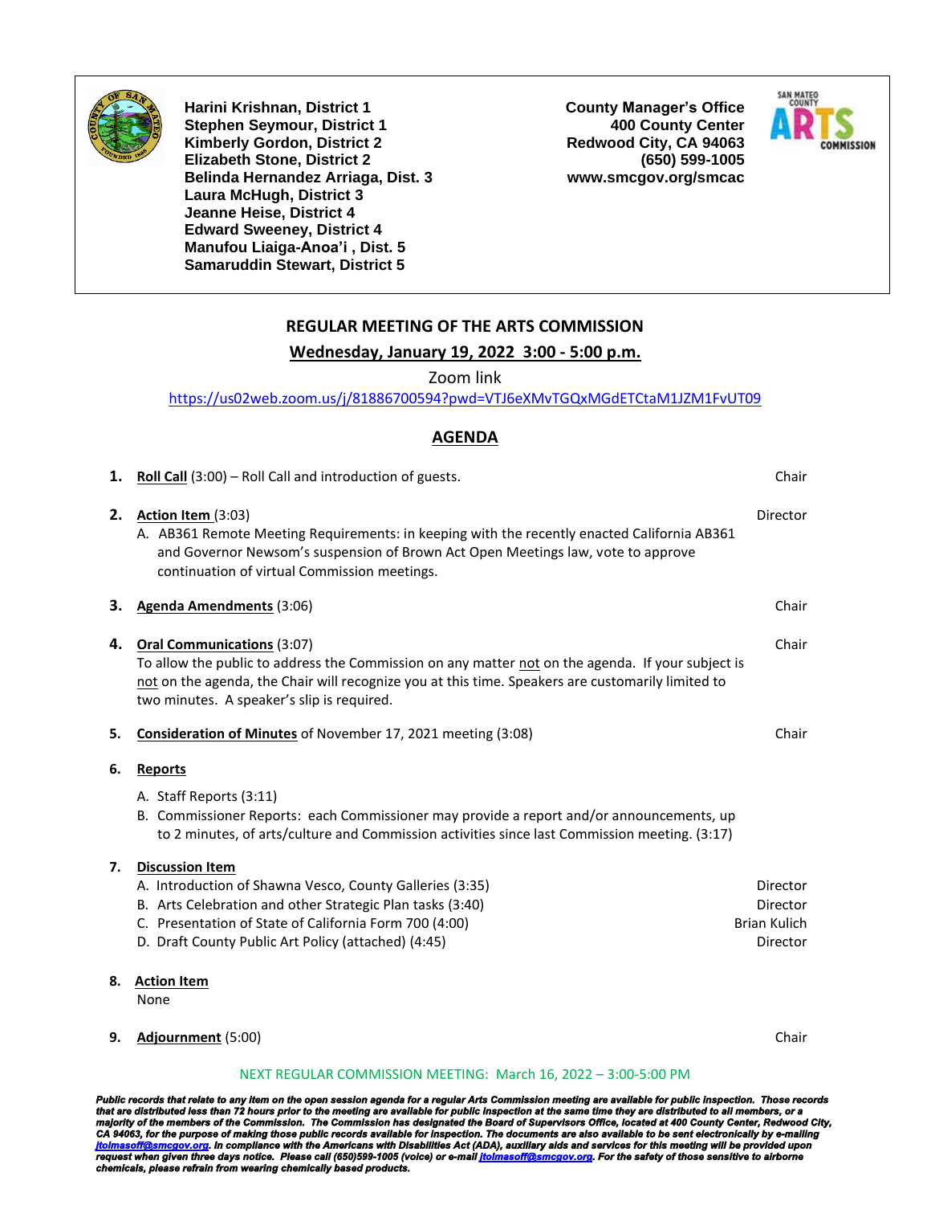**Harini Krishnan, District 1**
**Stephen Seymour, District 1**
**Kimberly Gordon, District 2**
**Elizabeth Stone, District 2**
**Belinda Hernandez Arriaga, Dist. 3**
**Laura McHugh, District 3**
**Jeanne Heise, District 4**
**Edward Sweeney, District 4**
**Manufou Liaiga-Anoa'i , Dist. 5**
**Samaruddin Stewart, District 5**

**County Manager's Office**
**400 County Center**
**Redwood City, CA 94063**
**(650) 599-1005**
**www.smcgov.org/smcac**

## REGULAR MEETING OF THE ARTS COMMISSION

**Wednesday, January 19, 2022 3:00 - 5:00 p.m.**

Zoom link

https://us02web.zoom.us/j/81886700594?pwd=VTJ6eXMvTGQxMGdETCtaM1JZM1FvUT09

## AGENDA

**1. Roll Call** (3:00) – Roll Call and introduction of guests. — Chair

**2. Action Item** (3:03) — Director

A. AB361 Remote Meeting Requirements: in keeping with the recently enacted California AB361 and Governor Newsom's suspension of Brown Act Open Meetings law, vote to approve continuation of virtual Commission meetings.

**3. Agenda Amendments** (3:06) — Chair

**4. Oral Communications** (3:07) — Chair

To allow the public to address the Commission on any matter not on the agenda. If your subject is not on the agenda, the Chair will recognize you at this time. Speakers are customarily limited to two minutes. A speaker's slip is required.

**5. Consideration of Minutes** of November 17, 2021 meeting (3:08) — Chair

**6. Reports**

A. Staff Reports (3:11)
B. Commissioner Reports: each Commissioner may provide a report and/or announcements, up to 2 minutes, of arts/culture and Commission activities since last Commission meeting. (3:17)

**7. Discussion Item**

A. Introduction of Shawna Vesco, County Galleries (3:35) — Director
B. Arts Celebration and other Strategic Plan tasks (3:40) — Director
C. Presentation of State of California Form 700 (4:00) — Brian Kulich
D. Draft County Public Art Policy (attached) (4:45) — Director

**8. Action Item**

None

**9. Adjournment** (5:00) — Chair

NEXT REGULAR COMMISSION MEETING: March 16, 2022 – 3:00-5:00 PM

***Public records that relate to any item on the open session agenda for a regular Arts Commission meeting are available for public inspection. Those records that are distributed less than 72 hours prior to the meeting are available for public inspection at the same time they are distributed to all members, or a majority of the members of the Commission. The Commission has designated the Board of Supervisors Office, located at 400 County Center, Redwood City, CA 94063, for the purpose of making those public records available for inspection. The documents are also available to be sent electronically by e-mailing jtolmasoff@smcgov.org. In compliance with the Americans with Disabilities Act (ADA), auxiliary aids and services for this meeting will be provided upon request when given three days notice. Please call (650)599-1005 (voice) or e-mail jtolmasoff@smcgov.org. For the safety of those sensitive to airborne chemicals, please refrain from wearing chemically based products.***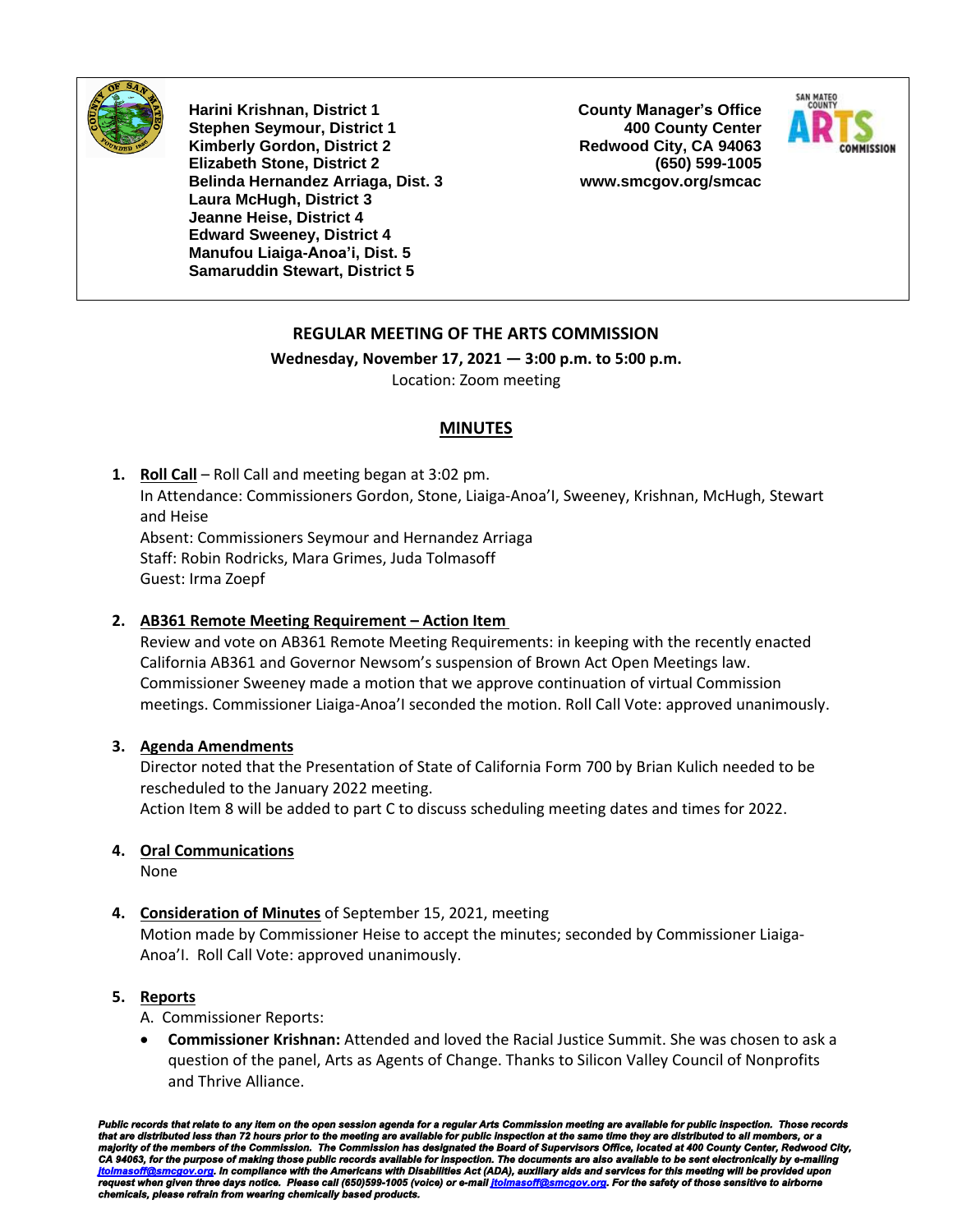Harini Krishnan, District 1
Stephen Seymour, District 1
Kimberly Gordon, District 2
Elizabeth Stone, District 2
Belinda Hernandez Arriaga, Dist. 3
Laura McHugh, District 3
Jeanne Heise, District 4
Edward Sweeney, District 4
Manufou Liaiga-Anoa'i, Dist. 5
Samaruddin Stewart, District 5

County Manager's Office
400 County Center
Redwood City, CA 94063
(650) 599-1005
www.smcgov.org/smcac

## REGULAR MEETING OF THE ARTS COMMISSION

**Wednesday, November 17, 2021 — 3:00 p.m. to 5:00 p.m.**

Location: Zoom meeting

## MINUTES

1. **Roll Call** – Roll Call and meeting began at 3:02 pm.
   In Attendance: Commissioners Gordon, Stone, Liaiga-Anoa'I, Sweeney, Krishnan, McHugh, Stewart and Heise
   Absent: Commissioners Seymour and Hernandez Arriaga
   Staff: Robin Rodricks, Mara Grimes, Juda Tolmasoff
   Guest: Irma Zoepf

2. **AB361 Remote Meeting Requirement – Action Item**
   Review and vote on AB361 Remote Meeting Requirements: in keeping with the recently enacted California AB361 and Governor Newsom's suspension of Brown Act Open Meetings law. Commissioner Sweeney made a motion that we approve continuation of virtual Commission meetings. Commissioner Liaiga-Anoa'I seconded the motion. Roll Call Vote: approved unanimously.

3. **Agenda Amendments**
   Director noted that the Presentation of State of California Form 700 by Brian Kulich needed to be rescheduled to the January 2022 meeting.
   Action Item 8 will be added to part C to discuss scheduling meeting dates and times for 2022.

4. **Oral Communications**
   None

4. **Consideration of Minutes** of September 15, 2021, meeting
   Motion made by Commissioner Heise to accept the minutes; seconded by Commissioner Liaiga-Anoa'I. Roll Call Vote: approved unanimously.

5. **Reports**
   A. Commissioner Reports:
   - **Commissioner Krishnan:** Attended and loved the Racial Justice Summit. She was chosen to ask a question of the panel, Arts as Agents of Change. Thanks to Silicon Valley Council of Nonprofits and Thrive Alliance.

***Public records that relate to any item on the open session agenda for a regular Arts Commission meeting are available for public inspection. Those records that are distributed less than 72 hours prior to the meeting are available for public inspection at the same time they are distributed to all members, or a majority of the members of the Commission. The Commission has designated the Board of Supervisors Office, located at 400 County Center, Redwood City, CA 94063, for the purpose of making those public records available for inspection. The documents are also available to be sent electronically by e-mailing jtolmasoff@smcgov.org. In compliance with the Americans with Disabilities Act (ADA), auxiliary aids and services for this meeting will be provided upon request when given three days notice. Please call (650)599-1005 (voice) or e-mail jtolmasoff@smcgov.org. For the safety of those sensitive to airborne chemicals, please refrain from wearing chemically based products.***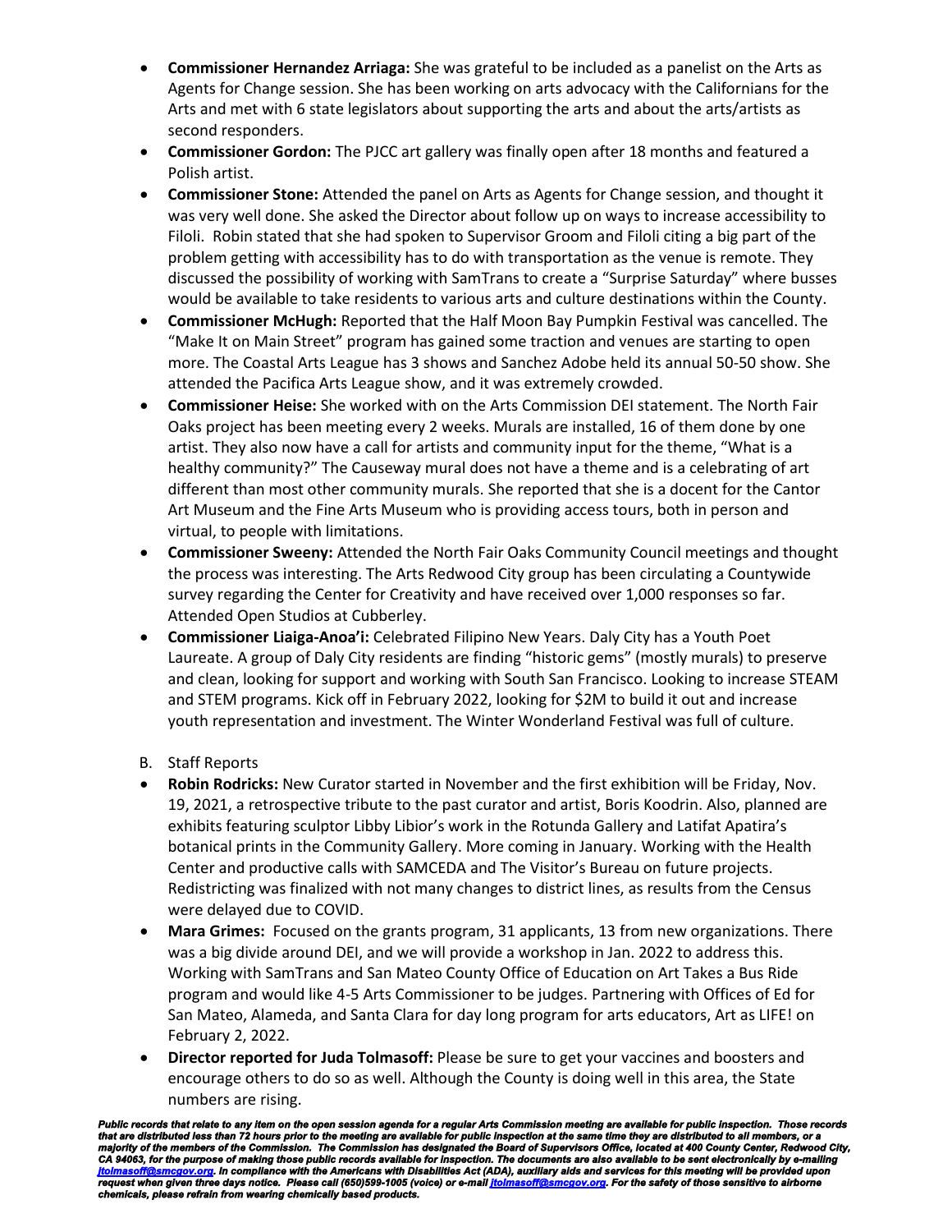- **Commissioner Hernandez Arriaga:** She was grateful to be included as a panelist on the Arts as Agents for Change session. She has been working on arts advocacy with the Californians for the Arts and met with 6 state legislators about supporting the arts and about the arts/artists as second responders.
- **Commissioner Gordon:** The PJCC art gallery was finally open after 18 months and featured a Polish artist.
- **Commissioner Stone:** Attended the panel on Arts as Agents for Change session, and thought it was very well done. She asked the Director about follow up on ways to increase accessibility to Filoli. Robin stated that she had spoken to Supervisor Groom and Filoli citing a big part of the problem getting with accessibility has to do with transportation as the venue is remote. They discussed the possibility of working with SamTrans to create a "Surprise Saturday" where busses would be available to take residents to various arts and culture destinations within the County.
- **Commissioner McHugh:** Reported that the Half Moon Bay Pumpkin Festival was cancelled. The "Make It on Main Street" program has gained some traction and venues are starting to open more. The Coastal Arts League has 3 shows and Sanchez Adobe held its annual 50-50 show. She attended the Pacifica Arts League show, and it was extremely crowded.
- **Commissioner Heise:** She worked with on the Arts Commission DEI statement. The North Fair Oaks project has been meeting every 2 weeks. Murals are installed, 16 of them done by one artist. They also now have a call for artists and community input for the theme, "What is a healthy community?" The Causeway mural does not have a theme and is a celebrating of art different than most other community murals. She reported that she is a docent for the Cantor Art Museum and the Fine Arts Museum who is providing access tours, both in person and virtual, to people with limitations.
- **Commissioner Sweeny:** Attended the North Fair Oaks Community Council meetings and thought the process was interesting. The Arts Redwood City group has been circulating a Countywide survey regarding the Center for Creativity and have received over 1,000 responses so far. Attended Open Studios at Cubberley.
- **Commissioner Liaiga-Anoa'i:** Celebrated Filipino New Years. Daly City has a Youth Poet Laureate. A group of Daly City residents are finding "historic gems" (mostly murals) to preserve and clean, looking for support and working with South San Francisco. Looking to increase STEAM and STEM programs. Kick off in February 2022, looking for $2M to build it out and increase youth representation and investment. The Winter Wonderland Festival was full of culture.

B. Staff Reports

- **Robin Rodricks:** New Curator started in November and the first exhibition will be Friday, Nov. 19, 2021, a retrospective tribute to the past curator and artist, Boris Koodrin. Also, planned are exhibits featuring sculptor Libby Libior's work in the Rotunda Gallery and Latifat Apatira's botanical prints in the Community Gallery. More coming in January. Working with the Health Center and productive calls with SAMCEDA and The Visitor's Bureau on future projects. Redistricting was finalized with not many changes to district lines, as results from the Census were delayed due to COVID.
- **Mara Grimes:** Focused on the grants program, 31 applicants, 13 from new organizations. There was a big divide around DEI, and we will provide a workshop in Jan. 2022 to address this. Working with SamTrans and San Mateo County Office of Education on Art Takes a Bus Ride program and would like 4-5 Arts Commissioner to be judges. Partnering with Offices of Ed for San Mateo, Alameda, and Santa Clara for day long program for arts educators, Art as LIFE! on February 2, 2022.
- **Director reported for Juda Tolmasoff:** Please be sure to get your vaccines and boosters and encourage others to do so as well. Although the County is doing well in this area, the State numbers are rising.

***Public records that relate to any item on the open session agenda for a regular Arts Commission meeting are available for public inspection. Those records that are distributed less than 72 hours prior to the meeting are available for public inspection at the same time they are distributed to all members, or a majority of the members of the Commission. The Commission has designated the Board of Supervisors Office, located at 400 County Center, Redwood City, CA 94063, for the purpose of making those public records available for inspection. The documents are also available to be sent electronically by e-mailing jtolmasoff@smcgov.org. In compliance with the Americans with Disabilities Act (ADA), auxiliary aids and services for this meeting will be provided upon request when given three days notice. Please call (650)599-1005 (voice) or e-mail jtolmasoff@smcgov.org. For the safety of those sensitive to airborne chemicals, please refrain from wearing chemically based products.***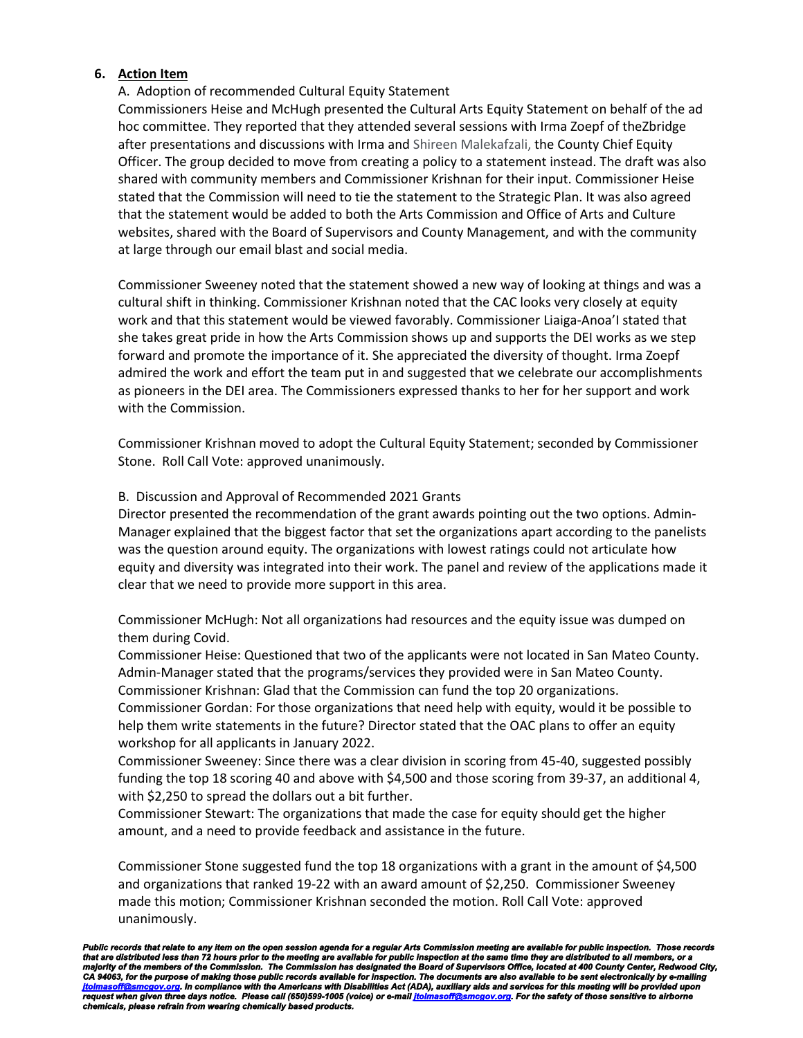## 6. Action Item

A. Adoption of recommended Cultural Equity Statement

Commissioners Heise and McHugh presented the Cultural Arts Equity Statement on behalf of the ad hoc committee. They reported that they attended several sessions with Irma Zoepf of theZbridge after presentations and discussions with Irma and Shireen Malekafzali, the County Chief Equity Officer. The group decided to move from creating a policy to a statement instead. The draft was also shared with community members and Commissioner Krishnan for their input. Commissioner Heise stated that the Commission will need to tie the statement to the Strategic Plan. It was also agreed that the statement would be added to both the Arts Commission and Office of Arts and Culture websites, shared with the Board of Supervisors and County Management, and with the community at large through our email blast and social media.

Commissioner Sweeney noted that the statement showed a new way of looking at things and was a cultural shift in thinking. Commissioner Krishnan noted that the CAC looks very closely at equity work and that this statement would be viewed favorably. Commissioner Liaiga-Anoa'I stated that she takes great pride in how the Arts Commission shows up and supports the DEI works as we step forward and promote the importance of it. She appreciated the diversity of thought. Irma Zoepf admired the work and effort the team put in and suggested that we celebrate our accomplishments as pioneers in the DEI area. The Commissioners expressed thanks to her for her support and work with the Commission.

Commissioner Krishnan moved to adopt the Cultural Equity Statement; seconded by Commissioner Stone. Roll Call Vote: approved unanimously.

B. Discussion and Approval of Recommended 2021 Grants

Director presented the recommendation of the grant awards pointing out the two options. Admin-Manager explained that the biggest factor that set the organizations apart according to the panelists was the question around equity. The organizations with lowest ratings could not articulate how equity and diversity was integrated into their work. The panel and review of the applications made it clear that we need to provide more support in this area.

Commissioner McHugh: Not all organizations had resources and the equity issue was dumped on them during Covid.
Commissioner Heise: Questioned that two of the applicants were not located in San Mateo County. Admin-Manager stated that the programs/services they provided were in San Mateo County.
Commissioner Krishnan: Glad that the Commission can fund the top 20 organizations.
Commissioner Gordan: For those organizations that need help with equity, would it be possible to help them write statements in the future? Director stated that the OAC plans to offer an equity workshop for all applicants in January 2022.
Commissioner Sweeney: Since there was a clear division in scoring from 45-40, suggested possibly funding the top 18 scoring 40 and above with $4,500 and those scoring from 39-37, an additional 4, with $2,250 to spread the dollars out a bit further.
Commissioner Stewart: The organizations that made the case for equity should get the higher amount, and a need to provide feedback and assistance in the future.

Commissioner Stone suggested fund the top 18 organizations with a grant in the amount of $4,500 and organizations that ranked 19-22 with an award amount of $2,250. Commissioner Sweeney made this motion; Commissioner Krishnan seconded the motion. Roll Call Vote: approved unanimously.

*Public records that relate to any item on the open session agenda for a regular Arts Commission meeting are available for public inspection. Those records that are distributed less than 72 hours prior to the meeting are available for public inspection at the same time they are distributed to all members, or a majority of the members of the Commission. The Commission has designated the Board of Supervisors Office, located at 400 County Center, Redwood City, CA 94063, for the purpose of making those public records available for inspection. The documents are also available to be sent electronically by e-mailing jtolmasoff@smcgov.org. In compliance with the Americans with Disabilities Act (ADA), auxiliary aids and services for this meeting will be provided upon request when given three days notice. Please call (650)599-1005 (voice) or e-mail jtolmasoff@smcgov.org. For the safety of those sensitive to airborne chemicals, please refrain from wearing chemically based products.*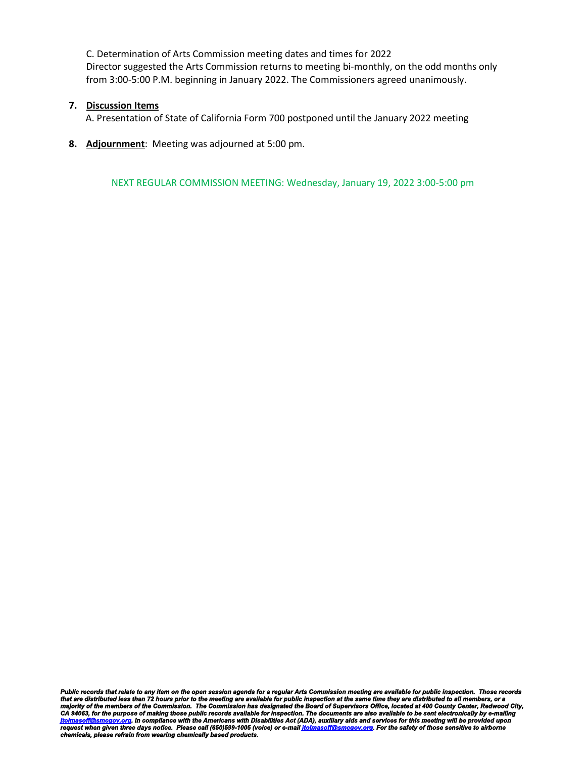C. Determination of Arts Commission meeting dates and times for 2022

Director suggested the Arts Commission returns to meeting bi-monthly, on the odd months only from 3:00-5:00 P.M. beginning in January 2022. The Commissioners agreed unanimously.

7. **Discussion Items**

   A. Presentation of State of California Form 700 postponed until the January 2022 meeting

8. **Adjournment**: Meeting was adjourned at 5:00 pm.

NEXT REGULAR COMMISSION MEETING: Wednesday, January 19, 2022 3:00-5:00 pm

***Public records that relate to any item on the open session agenda for a regular Arts Commission meeting are available for public inspection. Those records that are distributed less than 72 hours prior to the meeting are available for public inspection at the same time they are distributed to all members, or a majority of the members of the Commission. The Commission has designated the Board of Supervisors Office, located at 400 County Center, Redwood City, CA 94063, for the purpose of making those public records available for inspection. The documents are also available to be sent electronically by e-mailing jtolmasoff@smcgov.org. In compliance with the Americans with Disabilities Act (ADA), auxiliary aids and services for this meeting will be provided upon request when given three days notice. Please call (650)599-1005 (voice) or e-mail jtolmasoff@smcgov.org. For the safety of those sensitive to airborne chemicals, please refrain from wearing chemically based products.***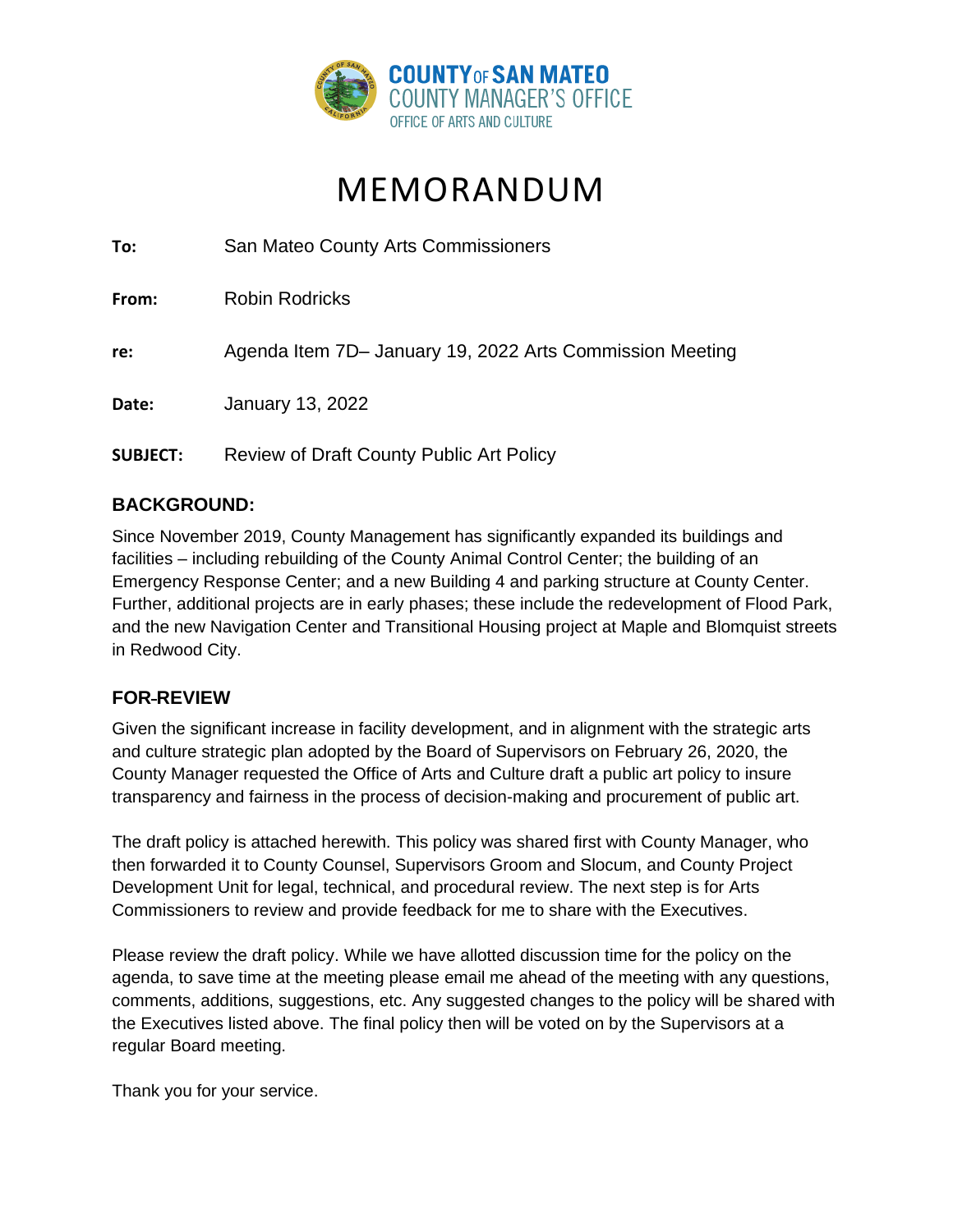COUNTY OF SAN MATEO
COUNTY MANAGER'S OFFICE
OFFICE OF ARTS AND CULTURE

# MEMORANDUM

**To:** San Mateo County Arts Commissioners

**From:** Robin Rodricks

**re:** Agenda Item 7D– January 19, 2022 Arts Commission Meeting

**Date:** January 13, 2022

**SUBJECT:** Review of Draft County Public Art Policy

## BACKGROUND:

Since November 2019, County Management has significantly expanded its buildings and facilities – including rebuilding of the County Animal Control Center; the building of an Emergency Response Center; and a new Building 4 and parking structure at County Center. Further, additional projects are in early phases; these include the redevelopment of Flood Park, and the new Navigation Center and Transitional Housing project at Maple and Blomquist streets in Redwood City.

## FOR-REVIEW

Given the significant increase in facility development, and in alignment with the strategic arts and culture strategic plan adopted by the Board of Supervisors on February 26, 2020, the County Manager requested the Office of Arts and Culture draft a public art policy to insure transparency and fairness in the process of decision-making and procurement of public art.

The draft policy is attached herewith. This policy was shared first with County Manager, who then forwarded it to County Counsel, Supervisors Groom and Slocum, and County Project Development Unit for legal, technical, and procedural review. The next step is for Arts Commissioners to review and provide feedback for me to share with the Executives.

Please review the draft policy. While we have allotted discussion time for the policy on the agenda, to save time at the meeting please email me ahead of the meeting with any questions, comments, additions, suggestions, etc. Any suggested changes to the policy will be shared with the Executives listed above. The final policy then will be voted on by the Supervisors at a regular Board meeting.

Thank you for your service.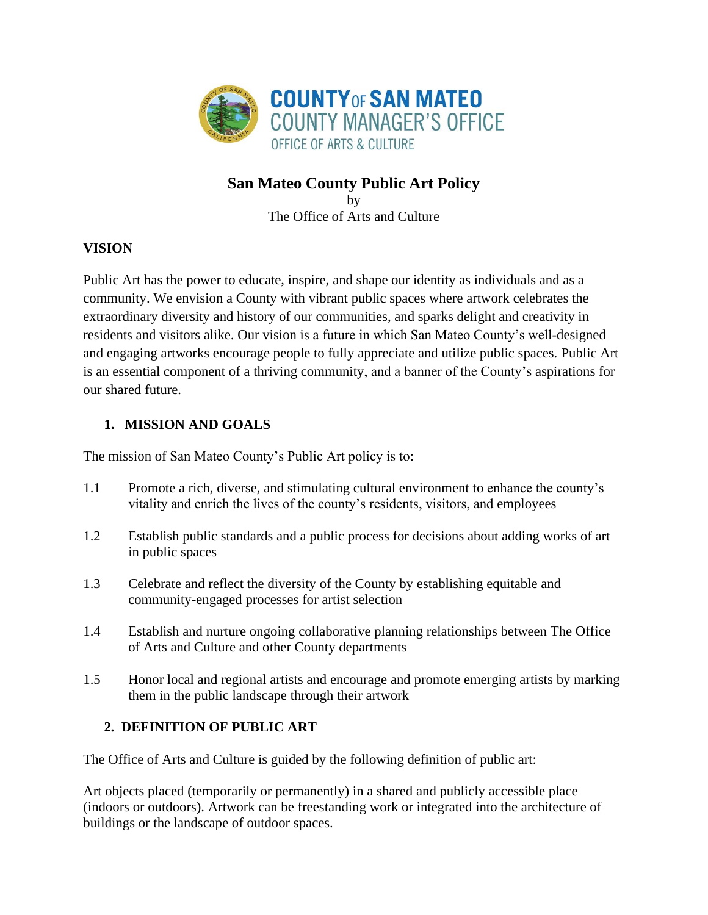**COUNTY OF SAN MATEO**
**COUNTY MANAGER'S OFFICE**
OFFICE OF ARTS & CULTURE

# San Mateo County Public Art Policy

by
The Office of Arts and Culture

## VISION

Public Art has the power to educate, inspire, and shape our identity as individuals and as a community. We envision a County with vibrant public spaces where artwork celebrates the extraordinary diversity and history of our communities, and sparks delight and creativity in residents and visitors alike. Our vision is a future in which San Mateo County's well-designed and engaging artworks encourage people to fully appreciate and utilize public spaces. Public Art is an essential component of a thriving community, and a banner of the County's aspirations for our shared future.

## 1. MISSION AND GOALS

The mission of San Mateo County's Public Art policy is to:

1.1 Promote a rich, diverse, and stimulating cultural environment to enhance the county's vitality and enrich the lives of the county's residents, visitors, and employees

1.2 Establish public standards and a public process for decisions about adding works of art in public spaces

1.3 Celebrate and reflect the diversity of the County by establishing equitable and community-engaged processes for artist selection

1.4 Establish and nurture ongoing collaborative planning relationships between The Office of Arts and Culture and other County departments

1.5 Honor local and regional artists and encourage and promote emerging artists by marking them in the public landscape through their artwork

## 2. DEFINITION OF PUBLIC ART

The Office of Arts and Culture is guided by the following definition of public art:

Art objects placed (temporarily or permanently) in a shared and publicly accessible place (indoors or outdoors). Artwork can be freestanding work or integrated into the architecture of buildings or the landscape of outdoor spaces.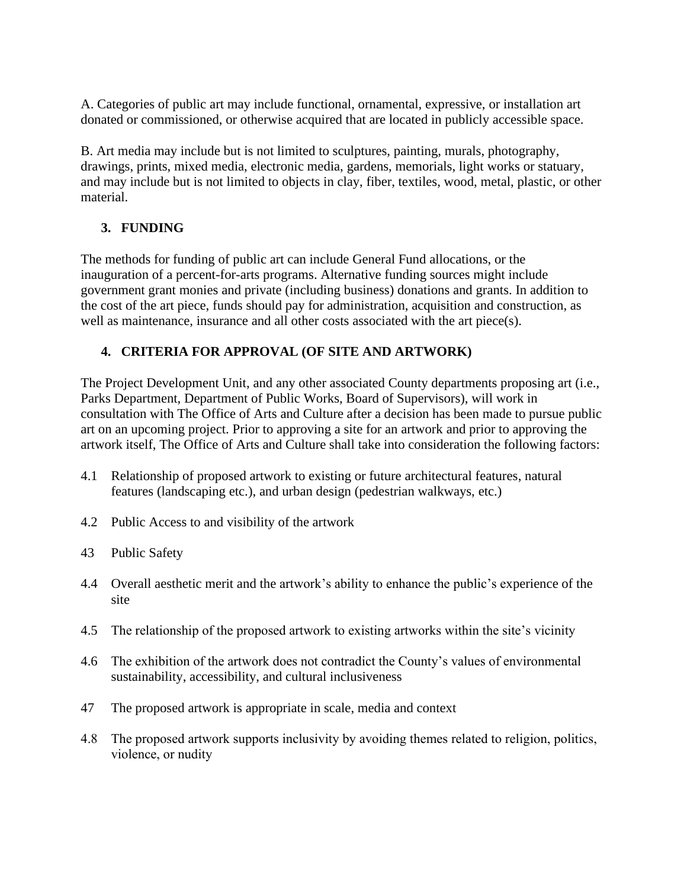A. Categories of public art may include functional, ornamental, expressive, or installation art donated or commissioned, or otherwise acquired that are located in publicly accessible space.

B. Art media may include but is not limited to sculptures, painting, murals, photography, drawings, prints, mixed media, electronic media, gardens, memorials, light works or statuary, and may include but is not limited to objects in clay, fiber, textiles, wood, metal, plastic, or other material.

## 3. FUNDING

The methods for funding of public art can include General Fund allocations, or the inauguration of a percent-for-arts programs. Alternative funding sources might include government grant monies and private (including business) donations and grants. In addition to the cost of the art piece, funds should pay for administration, acquisition and construction, as well as maintenance, insurance and all other costs associated with the art piece(s).

## 4. CRITERIA FOR APPROVAL (OF SITE AND ARTWORK)

The Project Development Unit, and any other associated County departments proposing art (i.e., Parks Department, Department of Public Works, Board of Supervisors), will work in consultation with The Office of Arts and Culture after a decision has been made to pursue public art on an upcoming project. Prior to approving a site for an artwork and prior to approving the artwork itself, The Office of Arts and Culture shall take into consideration the following factors:

4.1 Relationship of proposed artwork to existing or future architectural features, natural features (landscaping etc.), and urban design (pedestrian walkways, etc.)

4.2 Public Access to and visibility of the artwork

43 Public Safety

4.4 Overall aesthetic merit and the artwork's ability to enhance the public's experience of the site

4.5 The relationship of the proposed artwork to existing artworks within the site's vicinity

4.6 The exhibition of the artwork does not contradict the County's values of environmental sustainability, accessibility, and cultural inclusiveness

47 The proposed artwork is appropriate in scale, media and context

4.8 The proposed artwork supports inclusivity by avoiding themes related to religion, politics, violence, or nudity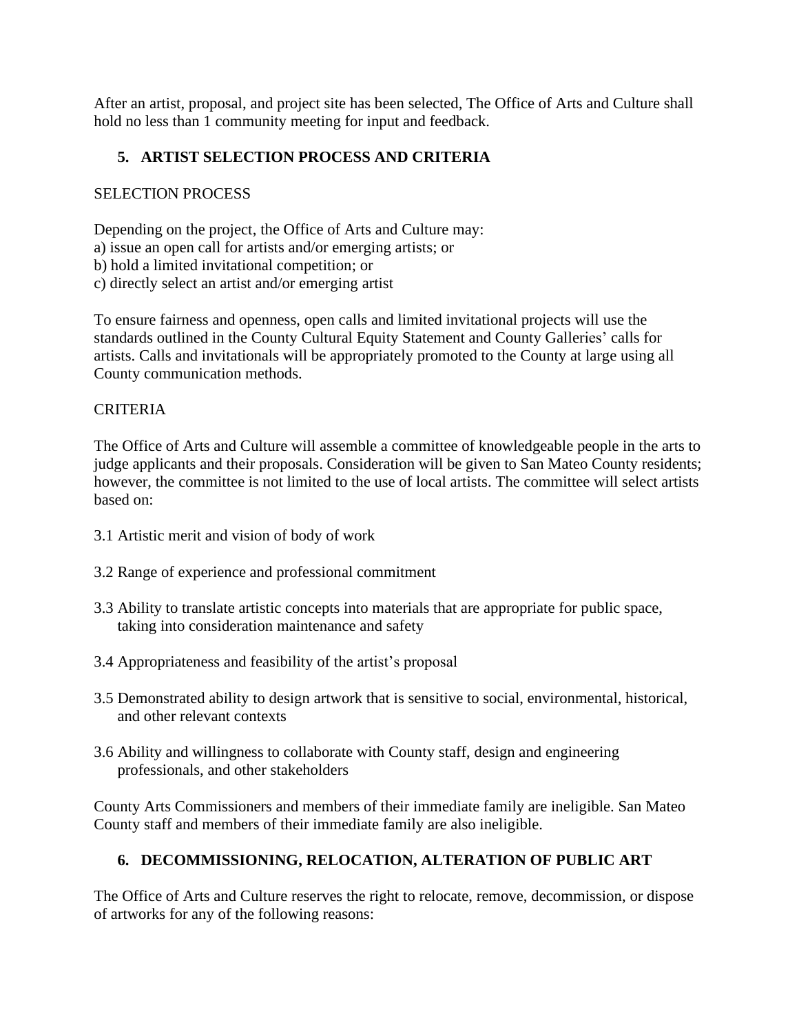After an artist, proposal, and project site has been selected, The Office of Arts and Culture shall hold no less than 1 community meeting for input and feedback.

## 5. ARTIST SELECTION PROCESS AND CRITERIA

SELECTION PROCESS

Depending on the project, the Office of Arts and Culture may:
a) issue an open call for artists and/or emerging artists; or
b) hold a limited invitational competition; or
c) directly select an artist and/or emerging artist

To ensure fairness and openness, open calls and limited invitational projects will use the standards outlined in the County Cultural Equity Statement and County Galleries' calls for artists. Calls and invitationals will be appropriately promoted to the County at large using all County communication methods.

CRITERIA

The Office of Arts and Culture will assemble a committee of knowledgeable people in the arts to judge applicants and their proposals. Consideration will be given to San Mateo County residents; however, the committee is not limited to the use of local artists. The committee will select artists based on:

3.1 Artistic merit and vision of body of work

3.2 Range of experience and professional commitment

3.3 Ability to translate artistic concepts into materials that are appropriate for public space, taking into consideration maintenance and safety

3.4 Appropriateness and feasibility of the artist's proposal

3.5 Demonstrated ability to design artwork that is sensitive to social, environmental, historical, and other relevant contexts

3.6 Ability and willingness to collaborate with County staff, design and engineering professionals, and other stakeholders

County Arts Commissioners and members of their immediate family are ineligible. San Mateo County staff and members of their immediate family are also ineligible.

## 6. DECOMMISSIONING, RELOCATION, ALTERATION OF PUBLIC ART

The Office of Arts and Culture reserves the right to relocate, remove, decommission, or dispose of artworks for any of the following reasons: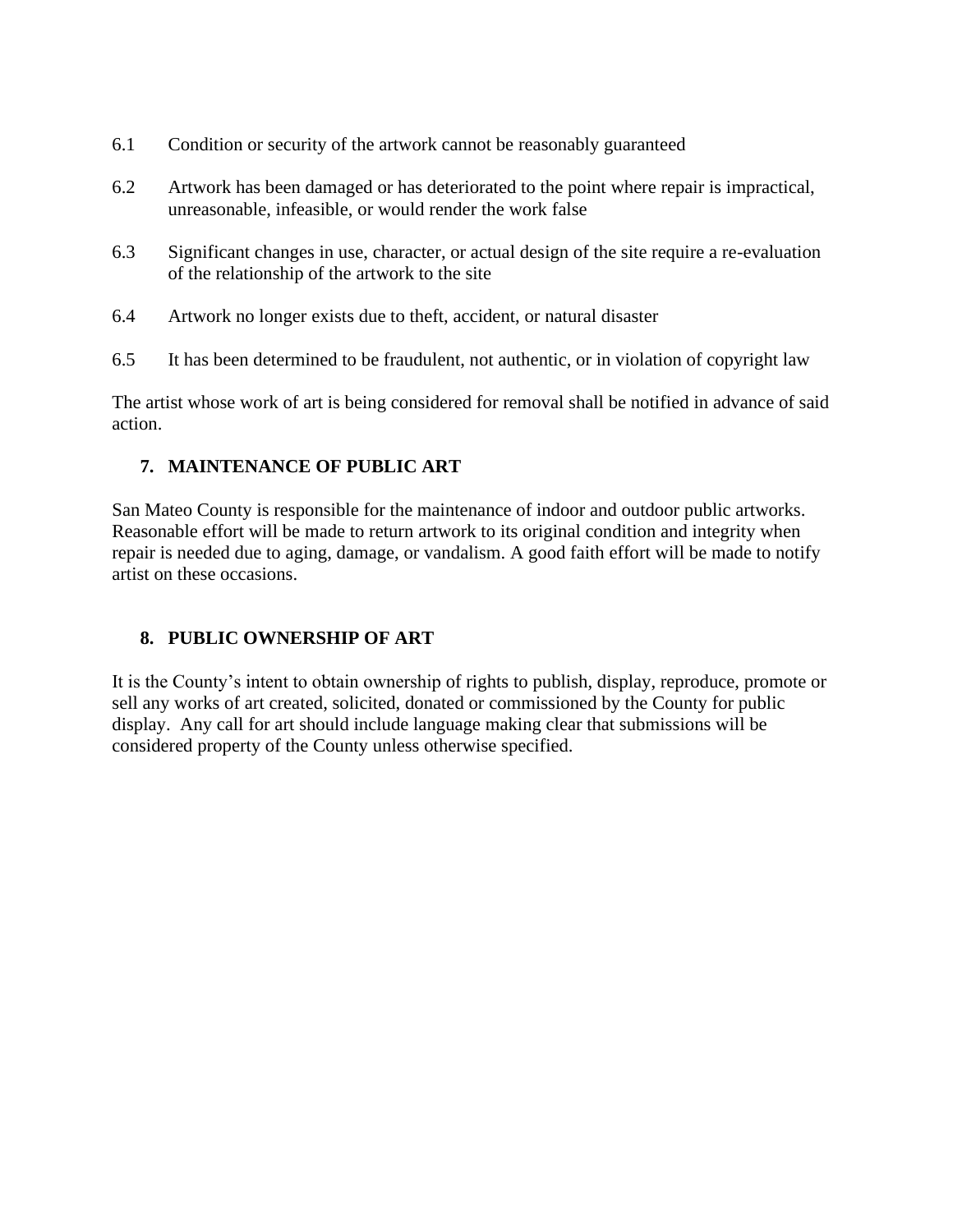6.1 Condition or security of the artwork cannot be reasonably guaranteed

6.2 Artwork has been damaged or has deteriorated to the point where repair is impractical, unreasonable, infeasible, or would render the work false

6.3 Significant changes in use, character, or actual design of the site require a re-evaluation of the relationship of the artwork to the site

6.4 Artwork no longer exists due to theft, accident, or natural disaster

6.5 It has been determined to be fraudulent, not authentic, or in violation of copyright law

The artist whose work of art is being considered for removal shall be notified in advance of said action.

## 7. MAINTENANCE OF PUBLIC ART

San Mateo County is responsible for the maintenance of indoor and outdoor public artworks. Reasonable effort will be made to return artwork to its original condition and integrity when repair is needed due to aging, damage, or vandalism. A good faith effort will be made to notify artist on these occasions.

## 8. PUBLIC OWNERSHIP OF ART

It is the County's intent to obtain ownership of rights to publish, display, reproduce, promote or sell any works of art created, solicited, donated or commissioned by the County for public display. Any call for art should include language making clear that submissions will be considered property of the County unless otherwise specified.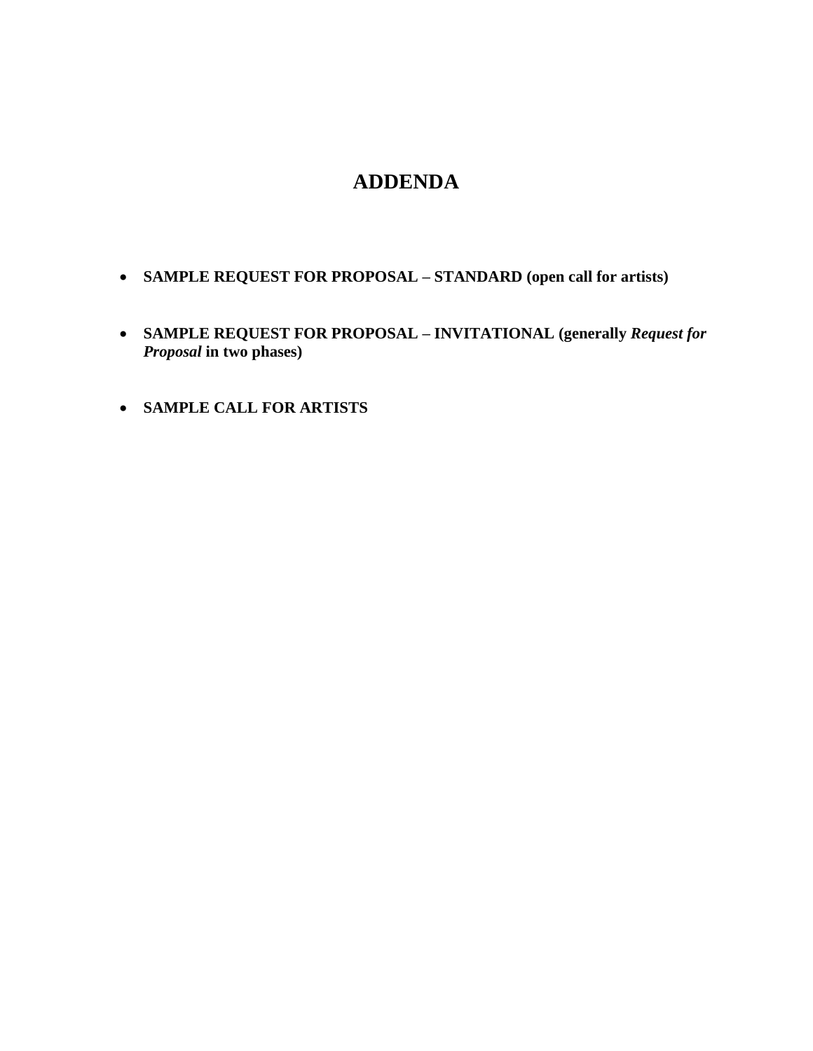# ADDENDA

- **SAMPLE REQUEST FOR PROPOSAL – STANDARD (open call for artists)**
- **SAMPLE REQUEST FOR PROPOSAL – INVITATIONAL (generally *Request for Proposal* in two phases)**
- **SAMPLE CALL FOR ARTISTS**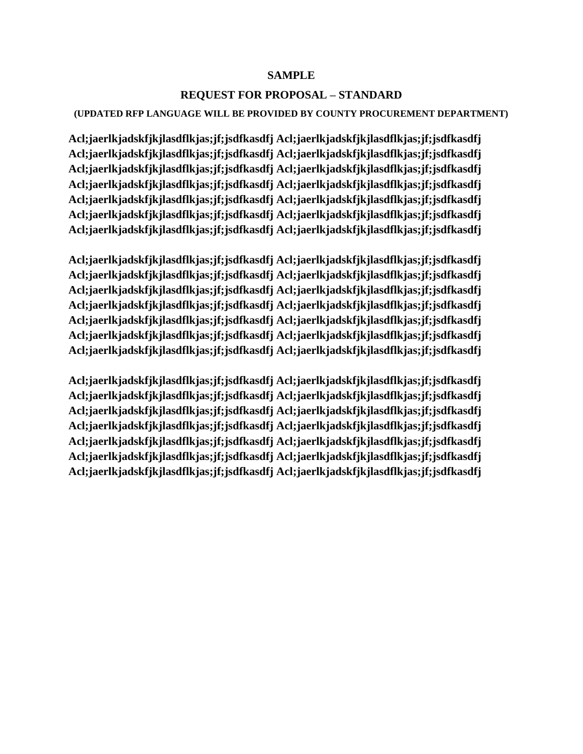**SAMPLE**

**REQUEST FOR PROPOSAL – STANDARD**

**(UPDATED RFP LANGUAGE WILL BE PROVIDED BY COUNTY PROCUREMENT DEPARTMENT)**

**Acl;jaerlkjadskfjkjlasdflkjas;jf;jsdfkasdfj Acl;jaerlkjadskfjkjlasdflkjas;jf;jsdfkasdfj Acl;jaerlkjadskfjkjlasdflkjas;jf;jsdfkasdfj Acl;jaerlkjadskfjkjlasdflkjas;jf;jsdfkasdfj Acl;jaerlkjadskfjkjlasdflkjas;jf;jsdfkasdfj Acl;jaerlkjadskfjkjlasdflkjas;jf;jsdfkasdfj Acl;jaerlkjadskfjkjlasdflkjas;jf;jsdfkasdfj Acl;jaerlkjadskfjkjlasdflkjas;jf;jsdfkasdfj Acl;jaerlkjadskfjkjlasdflkjas;jf;jsdfkasdfj Acl;jaerlkjadskfjkjlasdflkjas;jf;jsdfkasdfj Acl;jaerlkjadskfjkjlasdflkjas;jf;jsdfkasdfj Acl;jaerlkjadskfjkjlasdflkjas;jf;jsdfkasdfj Acl;jaerlkjadskfjkjlasdflkjas;jf;jsdfkasdfj Acl;jaerlkjadskfjkjlasdflkjas;jf;jsdfkasdfj**

**Acl;jaerlkjadskfjkjlasdflkjas;jf;jsdfkasdfj Acl;jaerlkjadskfjkjlasdflkjas;jf;jsdfkasdfj Acl;jaerlkjadskfjkjlasdflkjas;jf;jsdfkasdfj Acl;jaerlkjadskfjkjlasdflkjas;jf;jsdfkasdfj Acl;jaerlkjadskfjkjlasdflkjas;jf;jsdfkasdfj Acl;jaerlkjadskfjkjlasdflkjas;jf;jsdfkasdfj Acl;jaerlkjadskfjkjlasdflkjas;jf;jsdfkasdfj Acl;jaerlkjadskfjkjlasdflkjas;jf;jsdfkasdfj Acl;jaerlkjadskfjkjlasdflkjas;jf;jsdfkasdfj Acl;jaerlkjadskfjkjlasdflkjas;jf;jsdfkasdfj Acl;jaerlkjadskfjkjlasdflkjas;jf;jsdfkasdfj Acl;jaerlkjadskfjkjlasdflkjas;jf;jsdfkasdfj Acl;jaerlkjadskfjkjlasdflkjas;jf;jsdfkasdfj Acl;jaerlkjadskfjkjlasdflkjas;jf;jsdfkasdfj**

**Acl;jaerlkjadskfjkjlasdflkjas;jf;jsdfkasdfj Acl;jaerlkjadskfjkjlasdflkjas;jf;jsdfkasdfj Acl;jaerlkjadskfjkjlasdflkjas;jf;jsdfkasdfj Acl;jaerlkjadskfjkjlasdflkjas;jf;jsdfkasdfj Acl;jaerlkjadskfjkjlasdflkjas;jf;jsdfkasdfj Acl;jaerlkjadskfjkjlasdflkjas;jf;jsdfkasdfj Acl;jaerlkjadskfjkjlasdflkjas;jf;jsdfkasdfj Acl;jaerlkjadskfjkjlasdflkjas;jf;jsdfkasdfj Acl;jaerlkjadskfjkjlasdflkjas;jf;jsdfkasdfj Acl;jaerlkjadskfjkjlasdflkjas;jf;jsdfkasdfj Acl;jaerlkjadskfjkjlasdflkjas;jf;jsdfkasdfj Acl;jaerlkjadskfjkjlasdflkjas;jf;jsdfkasdfj Acl;jaerlkjadskfjkjlasdflkjas;jf;jsdfkasdfj Acl;jaerlkjadskfjkjlasdflkjas;jf;jsdfkasdfj**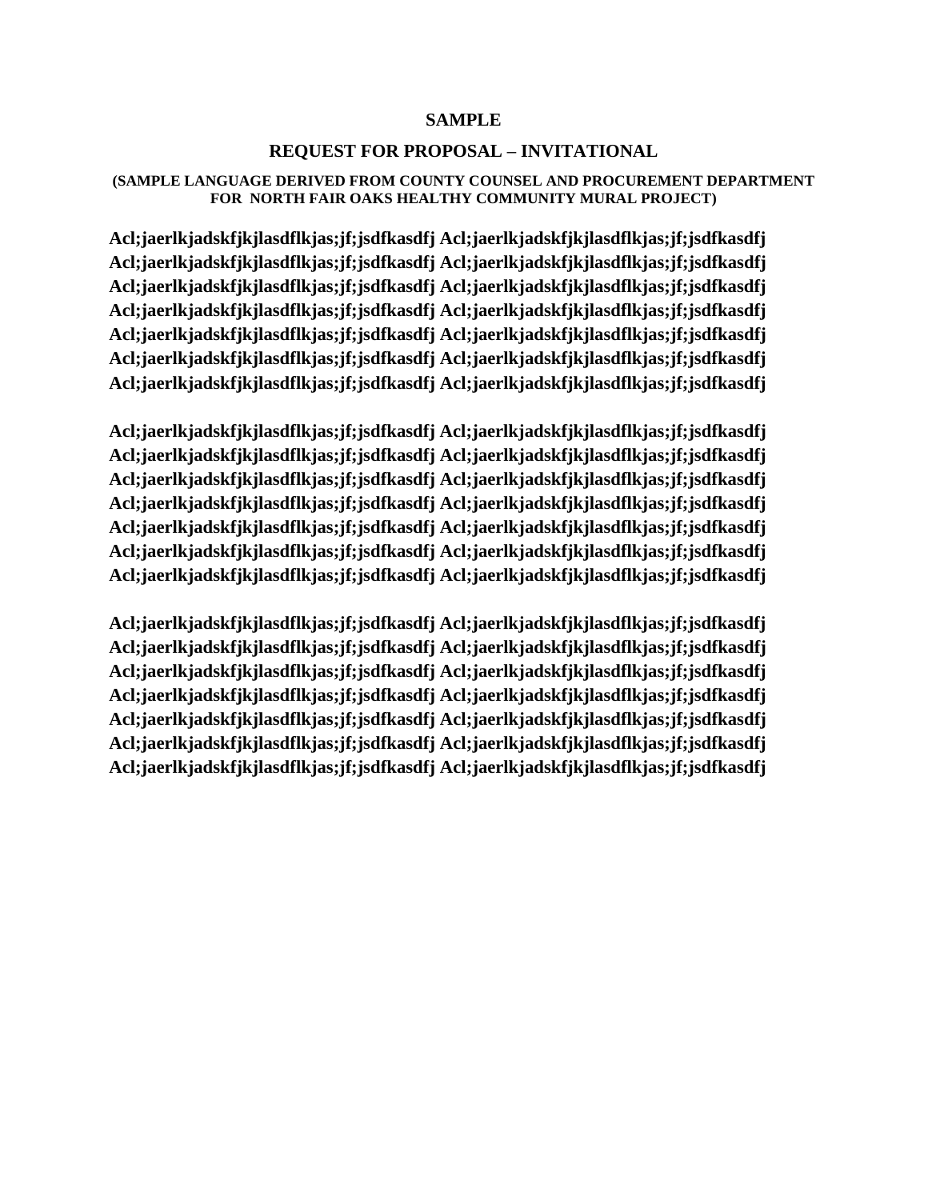**SAMPLE**

**REQUEST FOR PROPOSAL – INVITATIONAL**

**(SAMPLE LANGUAGE DERIVED FROM COUNTY COUNSEL AND PROCUREMENT DEPARTMENT FOR NORTH FAIR OAKS HEALTHY COMMUNITY MURAL PROJECT)**

**Acl;jaerlkjadskfjkjlasdflkjas;jf;jsdfkasdfj Acl;jaerlkjadskfjkjlasdflkjas;jf;jsdfkasdfj Acl;jaerlkjadskfjkjlasdflkjas;jf;jsdfkasdfj Acl;jaerlkjadskfjkjlasdflkjas;jf;jsdfkasdfj Acl;jaerlkjadskfjkjlasdflkjas;jf;jsdfkasdfj Acl;jaerlkjadskfjkjlasdflkjas;jf;jsdfkasdfj Acl;jaerlkjadskfjkjlasdflkjas;jf;jsdfkasdfj Acl;jaerlkjadskfjkjlasdflkjas;jf;jsdfkasdfj Acl;jaerlkjadskfjkjlasdflkjas;jf;jsdfkasdfj Acl;jaerlkjadskfjkjlasdflkjas;jf;jsdfkasdfj Acl;jaerlkjadskfjkjlasdflkjas;jf;jsdfkasdfj Acl;jaerlkjadskfjkjlasdflkjas;jf;jsdfkasdfj Acl;jaerlkjadskfjkjlasdflkjas;jf;jsdfkasdfj Acl;jaerlkjadskfjkjlasdflkjas;jf;jsdfkasdfj**

**Acl;jaerlkjadskfjkjlasdflkjas;jf;jsdfkasdfj Acl;jaerlkjadskfjkjlasdflkjas;jf;jsdfkasdfj Acl;jaerlkjadskfjkjlasdflkjas;jf;jsdfkasdfj Acl;jaerlkjadskfjkjlasdflkjas;jf;jsdfkasdfj Acl;jaerlkjadskfjkjlasdflkjas;jf;jsdfkasdfj Acl;jaerlkjadskfjkjlasdflkjas;jf;jsdfkasdfj Acl;jaerlkjadskfjkjlasdflkjas;jf;jsdfkasdfj Acl;jaerlkjadskfjkjlasdflkjas;jf;jsdfkasdfj Acl;jaerlkjadskfjkjlasdflkjas;jf;jsdfkasdfj Acl;jaerlkjadskfjkjlasdflkjas;jf;jsdfkasdfj Acl;jaerlkjadskfjkjlasdflkjas;jf;jsdfkasdfj Acl;jaerlkjadskfjkjlasdflkjas;jf;jsdfkasdfj Acl;jaerlkjadskfjkjlasdflkjas;jf;jsdfkasdfj Acl;jaerlkjadskfjkjlasdflkjas;jf;jsdfkasdfj**

**Acl;jaerlkjadskfjkjlasdflkjas;jf;jsdfkasdfj Acl;jaerlkjadskfjkjlasdflkjas;jf;jsdfkasdfj Acl;jaerlkjadskfjkjlasdflkjas;jf;jsdfkasdfj Acl;jaerlkjadskfjkjlasdflkjas;jf;jsdfkasdfj Acl;jaerlkjadskfjkjlasdflkjas;jf;jsdfkasdfj Acl;jaerlkjadskfjkjlasdflkjas;jf;jsdfkasdfj Acl;jaerlkjadskfjkjlasdflkjas;jf;jsdfkasdfj Acl;jaerlkjadskfjkjlasdflkjas;jf;jsdfkasdfj Acl;jaerlkjadskfjkjlasdflkjas;jf;jsdfkasdfj Acl;jaerlkjadskfjkjlasdflkjas;jf;jsdfkasdfj Acl;jaerlkjadskfjkjlasdflkjas;jf;jsdfkasdfj Acl;jaerlkjadskfjkjlasdflkjas;jf;jsdfkasdfj Acl;jaerlkjadskfjkjlasdflkjas;jf;jsdfkasdfj Acl;jaerlkjadskfjkjlasdflkjas;jf;jsdfkasdfj**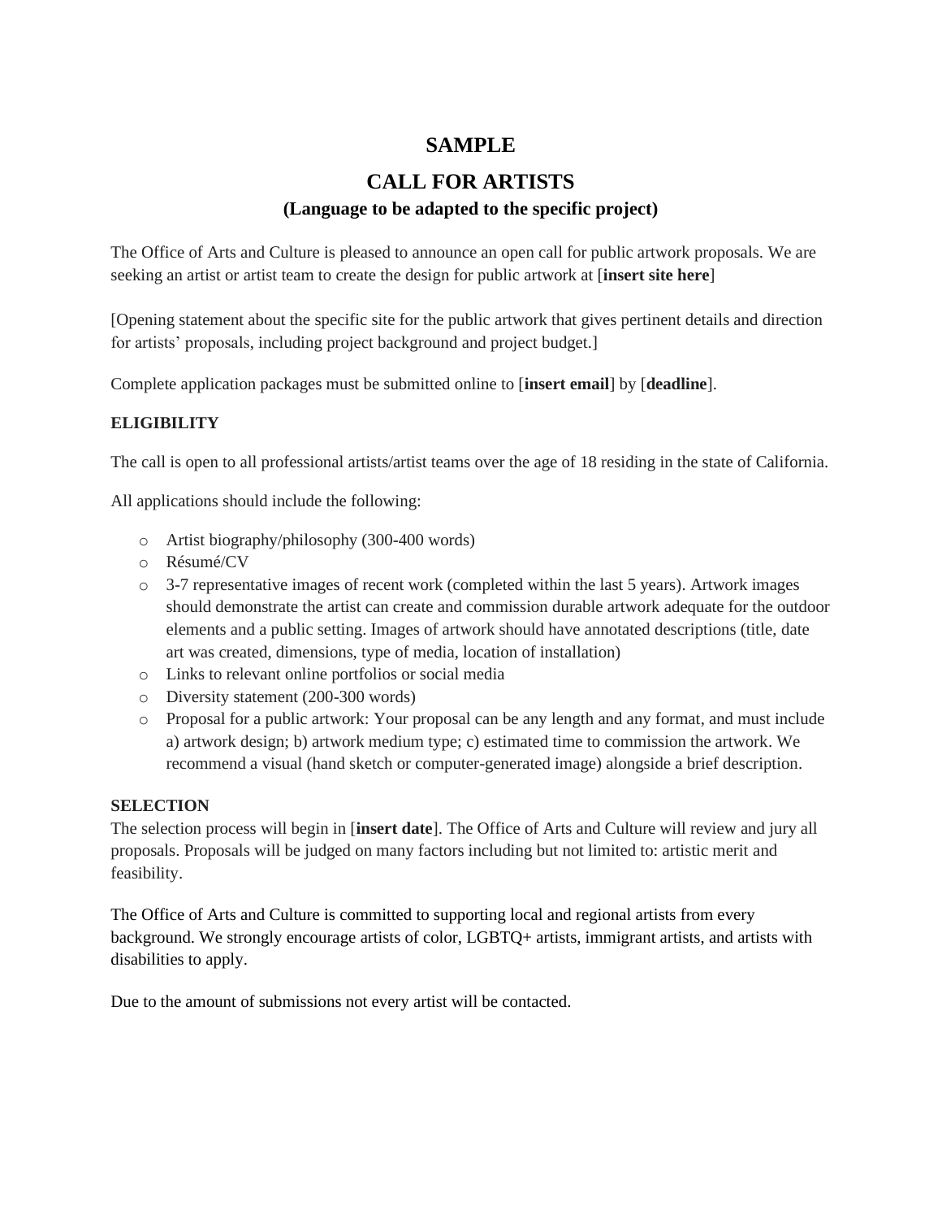# SAMPLE

# CALL FOR ARTISTS

### (Language to be adapted to the specific project)

The Office of Arts and Culture is pleased to announce an open call for public artwork proposals. We are seeking an artist or artist team to create the design for public artwork at [**insert site here**]

[Opening statement about the specific site for the public artwork that gives pertinent details and direction for artists' proposals, including project background and project budget.]

Complete application packages must be submitted online to [**insert email**] by [**deadline**].

**ELIGIBILITY**

The call is open to all professional artists/artist teams over the age of 18 residing in the state of California.

All applications should include the following:

- Artist biography/philosophy (300-400 words)
- Résumé/CV
- 3-7 representative images of recent work (completed within the last 5 years). Artwork images should demonstrate the artist can create and commission durable artwork adequate for the outdoor elements and a public setting. Images of artwork should have annotated descriptions (title, date art was created, dimensions, type of media, location of installation)
- Links to relevant online portfolios or social media
- Diversity statement (200-300 words)
- Proposal for a public artwork: Your proposal can be any length and any format, and must include a) artwork design; b) artwork medium type; c) estimated time to commission the artwork. We recommend a visual (hand sketch or computer-generated image) alongside a brief description.

**SELECTION**

The selection process will begin in [**insert date**]. The Office of Arts and Culture will review and jury all proposals. Proposals will be judged on many factors including but not limited to: artistic merit and feasibility.

The Office of Arts and Culture is committed to supporting local and regional artists from every background. We strongly encourage artists of color, LGBTQ+ artists, immigrant artists, and artists with disabilities to apply.

Due to the amount of submissions not every artist will be contacted.